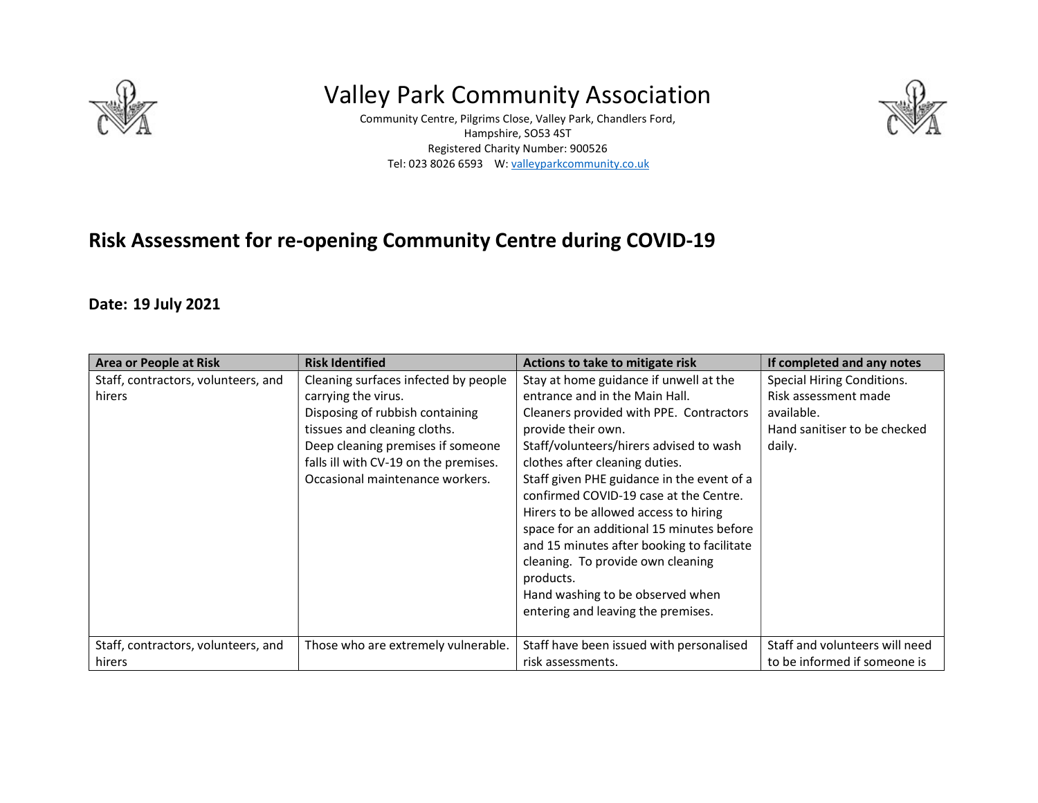# Valley Park Community Association

Community Centre, Pilgrims Close, Valley Park, Chandlers Ford, Hampshire, SO53 4ST
Registered Charity Number: 900526
Tel: 023 8026 6593 W: valleyparkcommunity.co.uk

## Risk Assessment for re-opening Community Centre during COVID-19

**Date: 19 July 2021**

| Area or People at Risk | Risk Identified | Actions to take to mitigate risk | If completed and any notes |
|---|---|---|---|
| Staff, contractors, volunteers, and hirers | Cleaning surfaces infected by people carrying the virus.<br>Disposing of rubbish containing tissues and cleaning cloths.<br>Deep cleaning premises if someone falls ill with CV-19 on the premises.<br>Occasional maintenance workers. | Stay at home guidance if unwell at the entrance and in the Main Hall.<br>Cleaners provided with PPE. Contractors provide their own.<br>Staff/volunteers/hirers advised to wash clothes after cleaning duties.<br>Staff given PHE guidance in the event of a confirmed COVID-19 case at the Centre.<br>Hirers to be allowed access to hiring space for an additional 15 minutes before and 15 minutes after booking to facilitate cleaning. To provide own cleaning products.<br>Hand washing to be observed when entering and leaving the premises. | Special Hiring Conditions.<br>Risk assessment made available.<br>Hand sanitiser to be checked daily. |
| Staff, contractors, volunteers, and hirers | Those who are extremely vulnerable. | Staff have been issued with personalised risk assessments. | Staff and volunteers will need to be informed if someone is |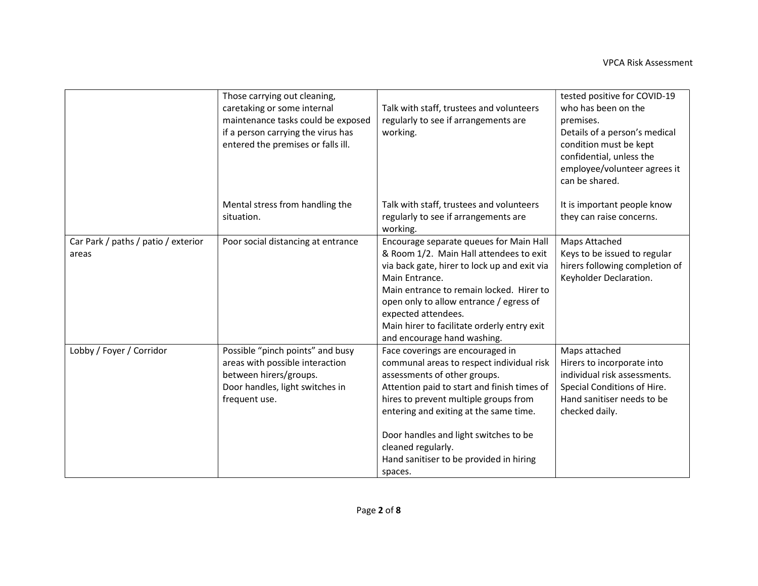| | | | |
|---|---|---|---|
| | Those carrying out cleaning, caretaking or some internal maintenance tasks could be exposed if a person carrying the virus has entered the premises or falls ill. | Talk with staff, trustees and volunteers regularly to see if arrangements are working. | tested positive for COVID-19 who has been on the premises.<br>Details of a person's medical condition must be kept confidential, unless the employee/volunteer agrees it can be shared. |
| | Mental stress from handling the situation. | Talk with staff, trustees and volunteers regularly to see if arrangements are working. | It is important people know they can raise concerns. |
| Car Park / paths / patio / exterior areas | Poor social distancing at entrance | Encourage separate queues for Main Hall & Room 1/2. Main Hall attendees to exit via back gate, hirer to lock up and exit via Main Entrance.<br>Main entrance to remain locked. Hirer to open only to allow entrance / egress of expected attendees.<br>Main hirer to facilitate orderly entry exit and encourage hand washing. | Maps Attached<br>Keys to be issued to regular hirers following completion of Keyholder Declaration. |
| Lobby / Foyer / Corridor | Possible "pinch points" and busy areas with possible interaction between hirers/groups.<br>Door handles, light switches in frequent use. | Face coverings are encouraged in communal areas to respect individual risk assessments of other groups.<br>Attention paid to start and finish times of hires to prevent multiple groups from entering and exiting at the same time.<br><br>Door handles and light switches to be cleaned regularly.<br>Hand sanitiser to be provided in hiring spaces. | Maps attached<br>Hirers to incorporate into individual risk assessments.<br>Special Conditions of Hire.<br>Hand sanitiser needs to be checked daily. |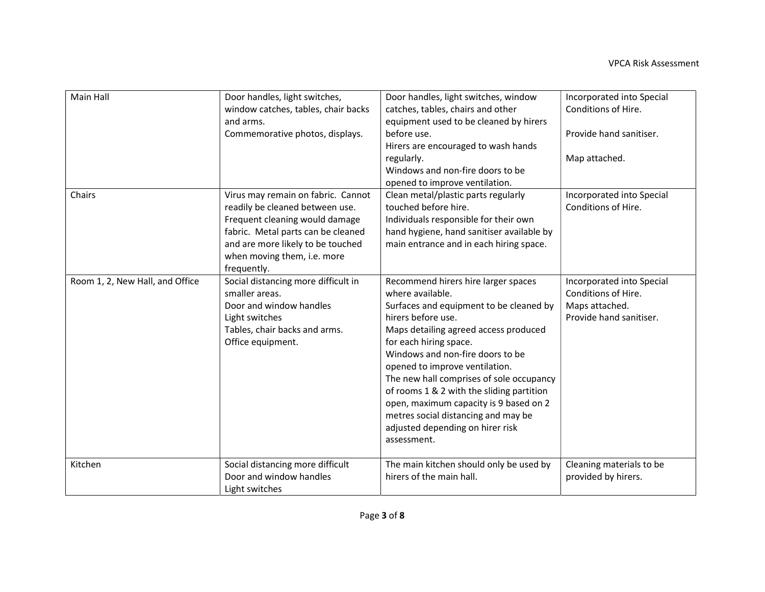| Main Hall | Door handles, light switches, window catches, tables, chair backs and arms.<br>Commemorative photos, displays. | Door handles, light switches, window catches, tables, chairs and other equipment used to be cleaned by hirers before use.<br>Hirers are encouraged to wash hands regularly.<br>Windows and non-fire doors to be opened to improve ventilation. | Incorporated into Special Conditions of Hire.<br><br>Provide hand sanitiser.<br><br>Map attached. |
|---|---|---|---|
| Chairs | Virus may remain on fabric. Cannot readily be cleaned between use. Frequent cleaning would damage fabric. Metal parts can be cleaned and are more likely to be touched when moving them, i.e. more frequently. | Clean metal/plastic parts regularly touched before hire.<br>Individuals responsible for their own hand hygiene, hand sanitiser available by main entrance and in each hiring space. | Incorporated into Special Conditions of Hire. |
| Room 1, 2, New Hall, and Office | Social distancing more difficult in smaller areas.<br>Door and window handles<br>Light switches<br>Tables, chair backs and arms.<br>Office equipment. | Recommend hirers hire larger spaces where available.<br>Surfaces and equipment to be cleaned by hirers before use.<br>Maps detailing agreed access produced for each hiring space.<br>Windows and non-fire doors to be opened to improve ventilation.<br>The new hall comprises of sole occupancy of rooms 1 & 2 with the sliding partition open, maximum capacity is 9 based on 2 metres social distancing and may be adjusted depending on hirer risk assessment. | Incorporated into Special Conditions of Hire.<br>Maps attached.<br>Provide hand sanitiser. |
| Kitchen | Social distancing more difficult<br>Door and window handles<br>Light switches | The main kitchen should only be used by hirers of the main hall. | Cleaning materials to be provided by hirers. |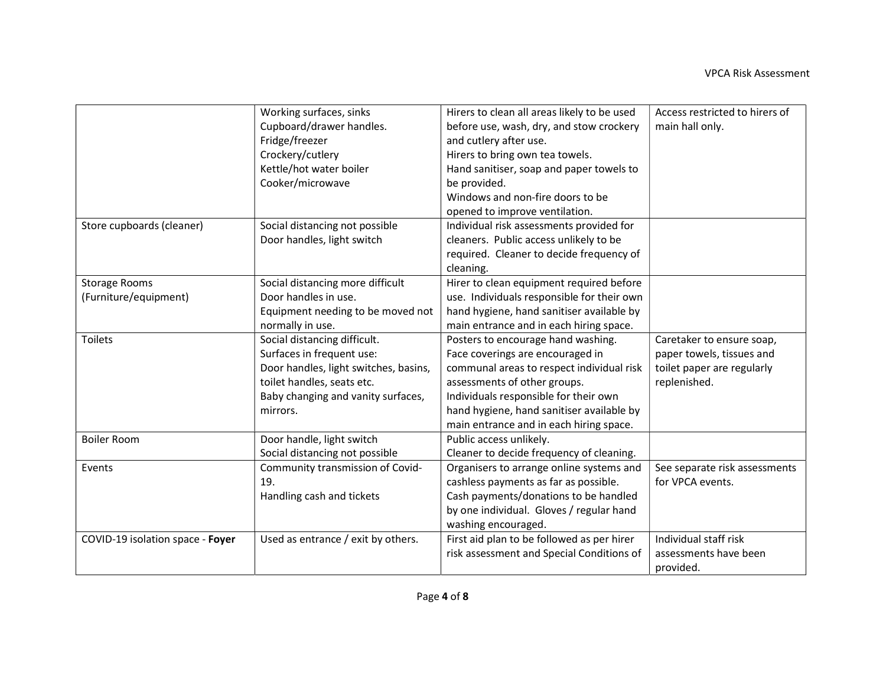| | | | |
|---|---|---|---|
| | Working surfaces, sinks<br>Cupboard/drawer handles.<br>Fridge/freezer<br>Crockery/cutlery<br>Kettle/hot water boiler<br>Cooker/microwave | Hirers to clean all areas likely to be used before use, wash, dry, and stow crockery and cutlery after use.<br>Hirers to bring own tea towels.<br>Hand sanitiser, soap and paper towels to be provided.<br>Windows and non-fire doors to be opened to improve ventilation. | Access restricted to hirers of main hall only. |
| Store cupboards (cleaner) | Social distancing not possible<br>Door handles, light switch | Individual risk assessments provided for cleaners. Public access unlikely to be required. Cleaner to decide frequency of cleaning. | |
| Storage Rooms (Furniture/equipment) | Social distancing more difficult<br>Door handles in use.<br>Equipment needing to be moved not normally in use. | Hirer to clean equipment required before use. Individuals responsible for their own hand hygiene, hand sanitiser available by main entrance and in each hiring space. | |
| Toilets | Social distancing difficult.<br>Surfaces in frequent use:<br>Door handles, light switches, basins, toilet handles, seats etc.<br>Baby changing and vanity surfaces, mirrors. | Posters to encourage hand washing.<br>Face coverings are encouraged in communal areas to respect individual risk assessments of other groups.<br>Individuals responsible for their own hand hygiene, hand sanitiser available by main entrance and in each hiring space. | Caretaker to ensure soap, paper towels, tissues and toilet paper are regularly replenished. |
| Boiler Room | Door handle, light switch<br>Social distancing not possible | Public access unlikely.<br>Cleaner to decide frequency of cleaning. | |
| Events | Community transmission of Covid-19.<br>Handling cash and tickets | Organisers to arrange online systems and cashless payments as far as possible.<br>Cash payments/donations to be handled by one individual. Gloves / regular hand washing encouraged. | See separate risk assessments for VPCA events. |
| COVID-19 isolation space - **Foyer** | Used as entrance / exit by others. | First aid plan to be followed as per hirer risk assessment and Special Conditions of | Individual staff risk assessments have been provided. |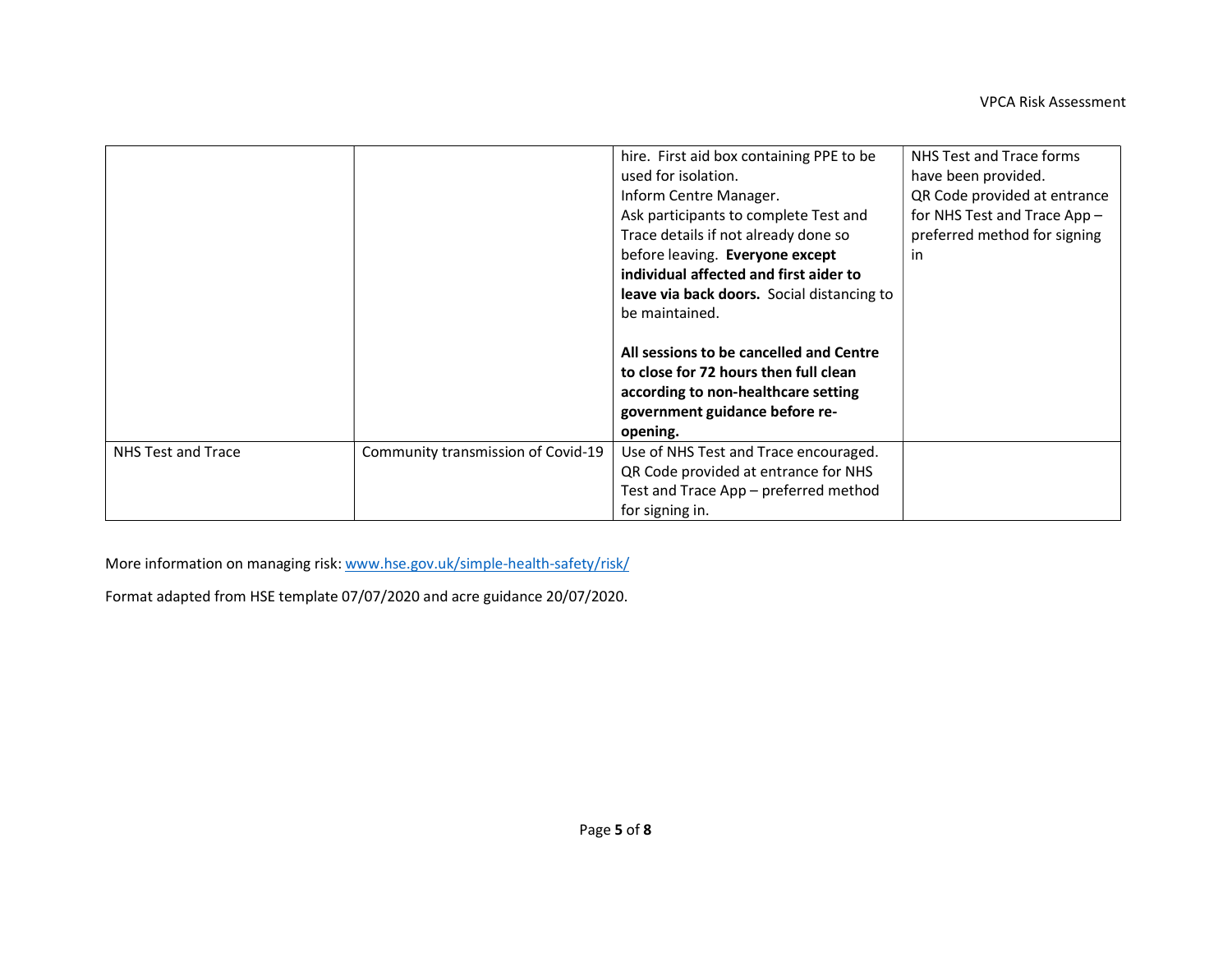| | | | |
|---|---|---|---|
| | | hire. First aid box containing PPE to be used for isolation.<br>Inform Centre Manager.<br>Ask participants to complete Test and Trace details if not already done so before leaving. **Everyone except individual affected and first aider to leave via back doors.** Social distancing to be maintained.<br><br>**All sessions to be cancelled and Centre to close for 72 hours then full clean according to non-healthcare setting government guidance before re-opening.** | NHS Test and Trace forms have been provided.<br>QR Code provided at entrance for NHS Test and Trace App – preferred method for signing in |
| NHS Test and Trace | Community transmission of Covid-19 | Use of NHS Test and Trace encouraged. QR Code provided at entrance for NHS Test and Trace App – preferred method for signing in. | |

More information on managing risk: [www.hse.gov.uk/simple-health-safety/risk/](http://www.hse.gov.uk/simple-health-safety/risk/)

Format adapted from HSE template 07/07/2020 and acre guidance 20/07/2020.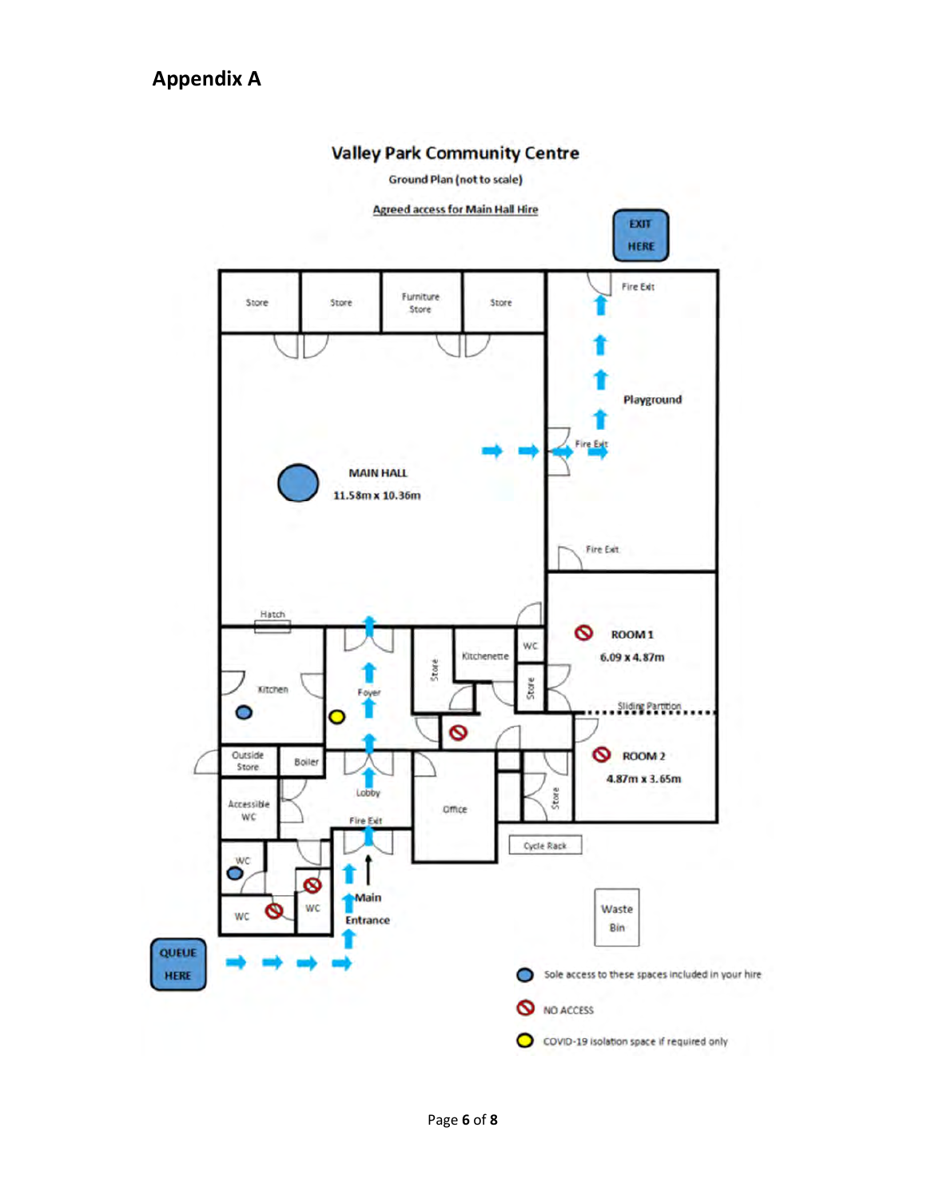## Appendix A

**Valley Park Community Centre**

**Ground Plan (not to scale)**

**Agreed access for Main Hall Hire**

EXIT HERE

Store | Store | Furniture Store | Store

Fire Exit

Playground

Fire Exit

MAIN HALL
11.58m x 10.36m

Fire Exit

Hatch

Kitchen

Foyer

Store

Kitchenette

WC

Store

ROOM 1
6.09 x 4.87m

Sliding Partition

ROOM 2
4.87m x 3.65m

Outside Store

Boiler

Lobby

Office

Store

Accessible WC

Fire Exit

Cycle Rack

WC

WC

WC

Main Entrance

Waste Bin

QUEUE HERE

- Sole access to these spaces included in your hire
- NO ACCESS
- COVID-19 isolation space if required only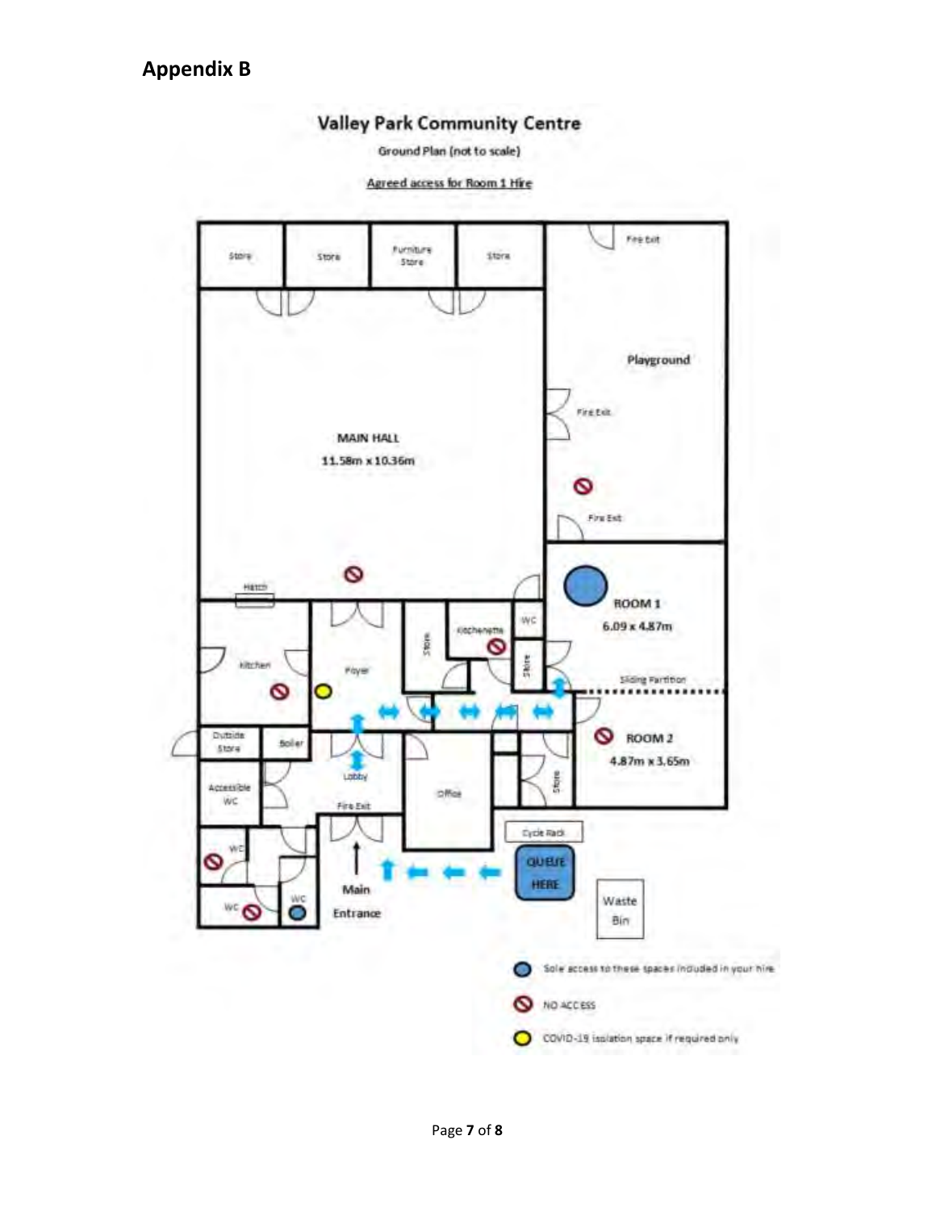## Appendix B

**Valley Park Community Centre**

Ground Plan (not to scale)

Agreed access for Room 1 Hire

Store | Store | Furniture Store | Store

Fire Exit

Playground

Fire Exit

MAIN HALL

11.58m x 10.36m

Fire Exit

Hatch

ROOM 1

6.09 x 4.87m

WC

Kitchenette

Store

Kitchen

Foyer

Store

Sliding Partition

ROOM 2

4.87m x 3.65m

Outside Store

Boiler

Lobby

Office

Store

Accessible WC

Fire Exit

Cycle Rack

WC

QUEUE HERE

Main Entrance

WC

WC

Waste Bin

- Sole access to these spaces included in your hire
- NO ACCESS
- COVID-19 isolation space if required only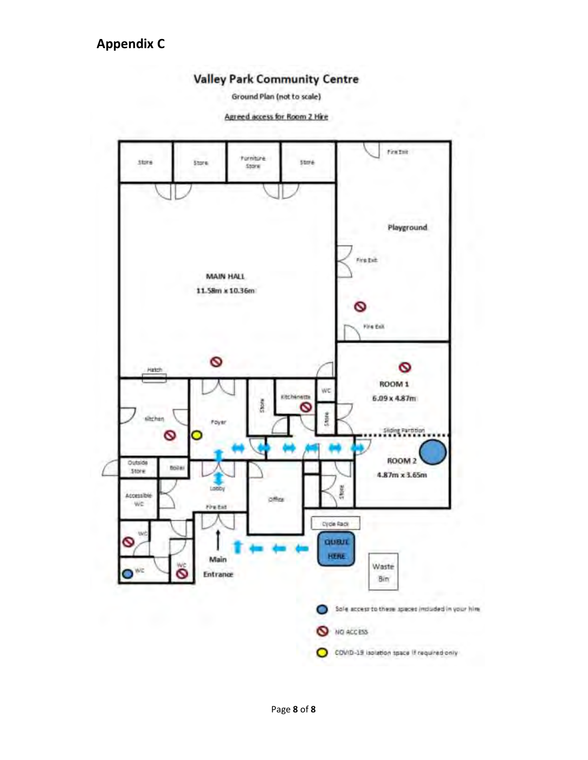## Appendix C

**Valley Park Community Centre**

Ground Plan (not to scale)

Agreed access for Room 2 Hire

Store
Store
Furniture Store
Store
Fire Exit
Playground
Fire Exit
MAIN HALL
11.58m x 10.36m
Fire Exit
ROOM 1
6.09 x 4.87m
Hatch
Kitchen
Foyer
Store
Kitchenette
WC
Store
Sliding Partition
ROOM 2
4.87m x 3.65m
Outside Store
Boiler
Lobby
Accessible WC
Fire Exit
Office
Store
Cycle Rack
WC
QUEUE HERE
WC
WC
Main Entrance
Waste Bin

Sole access to these spaces included in your hire

NO ACCESS

COVID-19 isolation space if required only